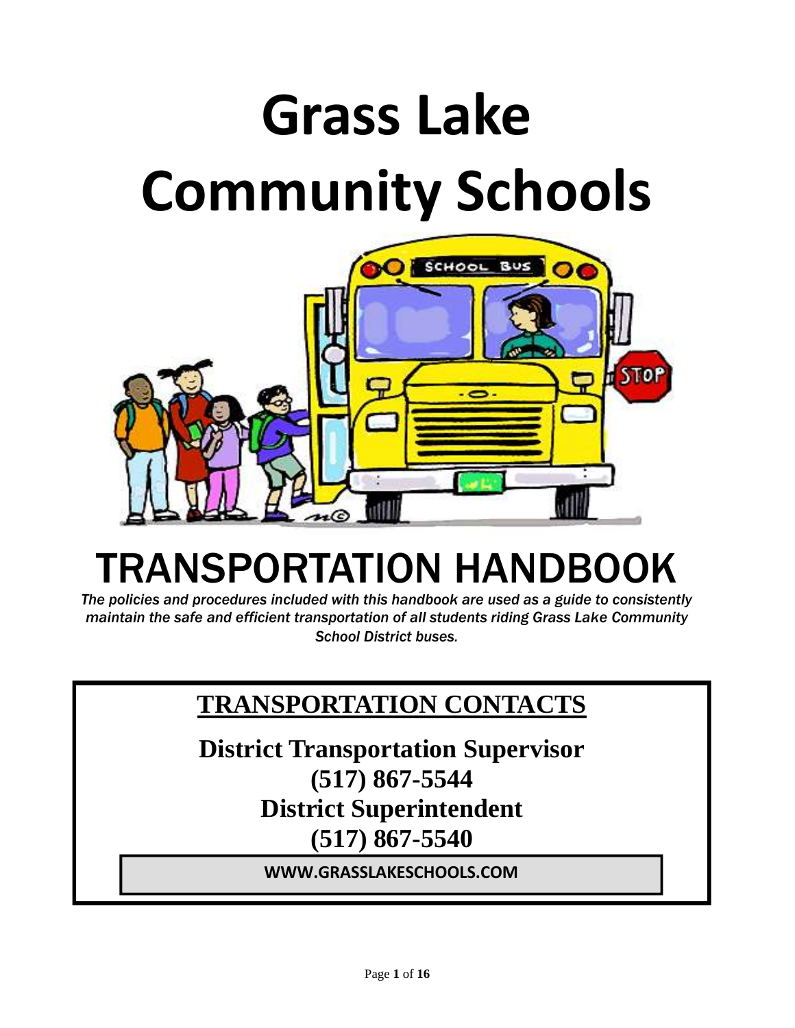# Grass Lake Community Schools

# TRANSPORTATION HANDBOOK

*The policies and procedures included with this handbook are used as a guide to consistently maintain the safe and efficient transportation of all students riding Grass Lake Community School District buses.*

## TRANSPORTATION CONTACTS

**District Transportation Supervisor**
**(517) 867-5544**
**District Superintendent**
**(517) 867-5540**

**WWW.GRASSLAKESCHOOLS.COM**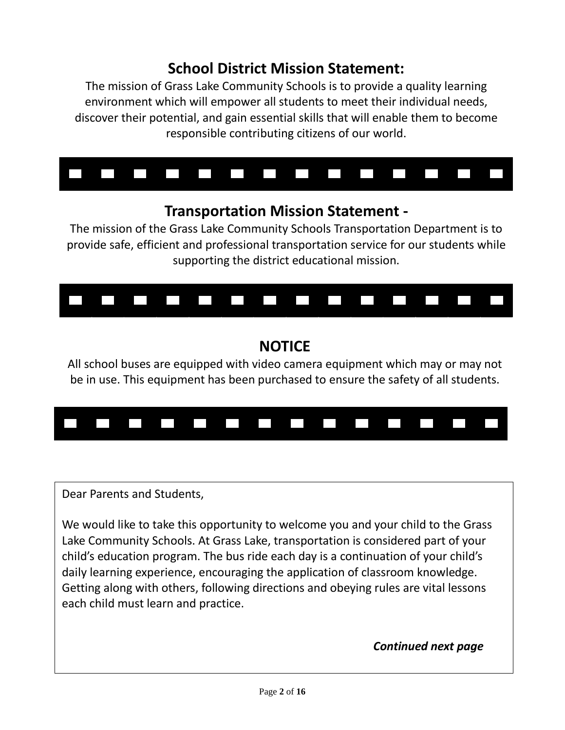## School District Mission Statement:

The mission of Grass Lake Community Schools is to provide a quality learning environment which will empower all students to meet their individual needs, discover their potential, and gain essential skills that will enable them to become responsible contributing citizens of our world.

## Transportation Mission Statement -

The mission of the Grass Lake Community Schools Transportation Department is to provide safe, efficient and professional transportation service for our students while supporting the district educational mission.

## NOTICE

All school buses are equipped with video camera equipment which may or may not be in use. This equipment has been purchased to ensure the safety of all students.

Dear Parents and Students,

We would like to take this opportunity to welcome you and your child to the Grass Lake Community Schools. At Grass Lake, transportation is considered part of your child's education program. The bus ride each day is a continuation of your child's daily learning experience, encouraging the application of classroom knowledge. Getting along with others, following directions and obeying rules are vital lessons each child must learn and practice.

***Continued next page***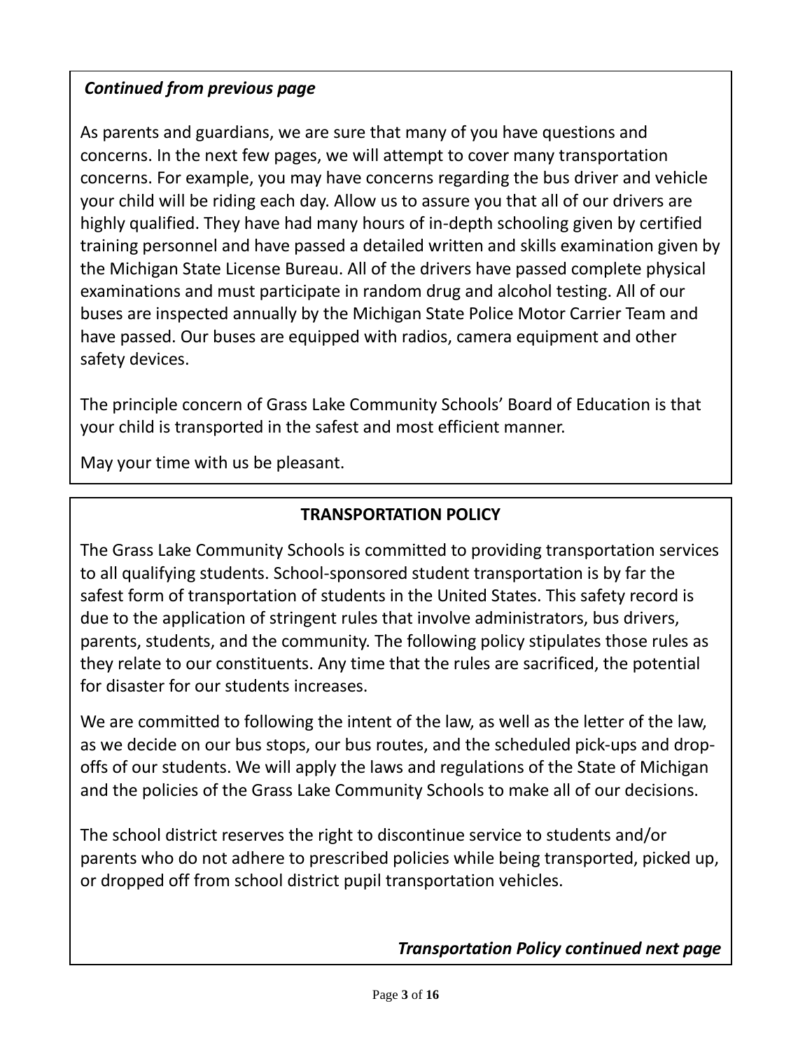*Continued from previous page*

As parents and guardians, we are sure that many of you have questions and concerns. In the next few pages, we will attempt to cover many transportation concerns. For example, you may have concerns regarding the bus driver and vehicle your child will be riding each day. Allow us to assure you that all of our drivers are highly qualified. They have had many hours of in-depth schooling given by certified training personnel and have passed a detailed written and skills examination given by the Michigan State License Bureau. All of the drivers have passed complete physical examinations and must participate in random drug and alcohol testing. All of our buses are inspected annually by the Michigan State Police Motor Carrier Team and have passed. Our buses are equipped with radios, camera equipment and other safety devices.

The principle concern of Grass Lake Community Schools' Board of Education is that your child is transported in the safest and most efficient manner.

May your time with us be pleasant.

## TRANSPORTATION POLICY

The Grass Lake Community Schools is committed to providing transportation services to all qualifying students. School-sponsored student transportation is by far the safest form of transportation of students in the United States. This safety record is due to the application of stringent rules that involve administrators, bus drivers, parents, students, and the community. The following policy stipulates those rules as they relate to our constituents. Any time that the rules are sacrificed, the potential for disaster for our students increases.

We are committed to following the intent of the law, as well as the letter of the law, as we decide on our bus stops, our bus routes, and the scheduled pick-ups and drop-offs of our students. We will apply the laws and regulations of the State of Michigan and the policies of the Grass Lake Community Schools to make all of our decisions.

The school district reserves the right to discontinue service to students and/or parents who do not adhere to prescribed policies while being transported, picked up, or dropped off from school district pupil transportation vehicles.

***Transportation Policy continued next page***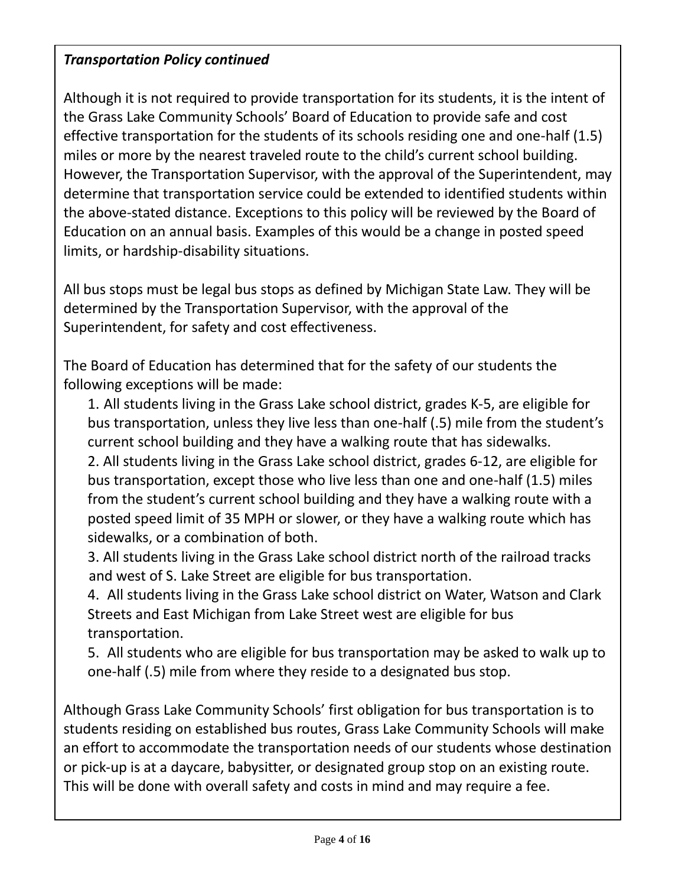***Transportation Policy continued***

Although it is not required to provide transportation for its students, it is the intent of the Grass Lake Community Schools' Board of Education to provide safe and cost effective transportation for the students of its schools residing one and one-half (1.5) miles or more by the nearest traveled route to the child's current school building. However, the Transportation Supervisor, with the approval of the Superintendent, may determine that transportation service could be extended to identified students within the above-stated distance. Exceptions to this policy will be reviewed by the Board of Education on an annual basis. Examples of this would be a change in posted speed limits, or hardship-disability situations.

All bus stops must be legal bus stops as defined by Michigan State Law. They will be determined by the Transportation Supervisor, with the approval of the Superintendent, for safety and cost effectiveness.

The Board of Education has determined that for the safety of our students the following exceptions will be made:

1. All students living in the Grass Lake school district, grades K-5, are eligible for bus transportation, unless they live less than one-half (.5) mile from the student's current school building and they have a walking route that has sidewalks.
2. All students living in the Grass Lake school district, grades 6-12, are eligible for bus transportation, except those who live less than one and one-half (1.5) miles from the student's current school building and they have a walking route with a posted speed limit of 35 MPH or slower, or they have a walking route which has sidewalks, or a combination of both.
3. All students living in the Grass Lake school district north of the railroad tracks and west of S. Lake Street are eligible for bus transportation.
4. All students living in the Grass Lake school district on Water, Watson and Clark Streets and East Michigan from Lake Street west are eligible for bus transportation.
5. All students who are eligible for bus transportation may be asked to walk up to one-half (.5) mile from where they reside to a designated bus stop.

Although Grass Lake Community Schools' first obligation for bus transportation is to students residing on established bus routes, Grass Lake Community Schools will make an effort to accommodate the transportation needs of our students whose destination or pick-up is at a daycare, babysitter, or designated group stop on an existing route. This will be done with overall safety and costs in mind and may require a fee.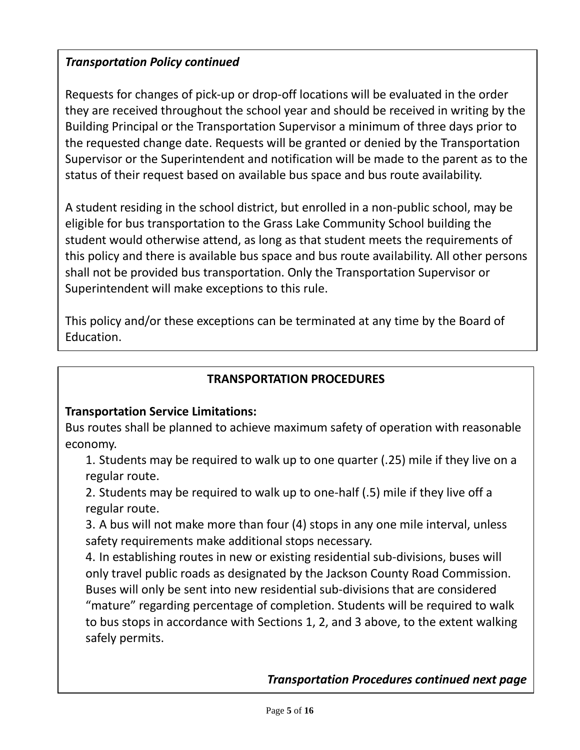***Transportation Policy continued***

Requests for changes of pick-up or drop-off locations will be evaluated in the order they are received throughout the school year and should be received in writing by the Building Principal or the Transportation Supervisor a minimum of three days prior to the requested change date. Requests will be granted or denied by the Transportation Supervisor or the Superintendent and notification will be made to the parent as to the status of their request based on available bus space and bus route availability.

A student residing in the school district, but enrolled in a non-public school, may be eligible for bus transportation to the Grass Lake Community School building the student would otherwise attend, as long as that student meets the requirements of this policy and there is available bus space and bus route availability. All other persons shall not be provided bus transportation. Only the Transportation Supervisor or Superintendent will make exceptions to this rule.

This policy and/or these exceptions can be terminated at any time by the Board of Education.

## TRANSPORTATION PROCEDURES

**Transportation Service Limitations:**

Bus routes shall be planned to achieve maximum safety of operation with reasonable economy.

1. Students may be required to walk up to one quarter (.25) mile if they live on a regular route.
2. Students may be required to walk up to one-half (.5) mile if they live off a regular route.
3. A bus will not make more than four (4) stops in any one mile interval, unless safety requirements make additional stops necessary.
4. In establishing routes in new or existing residential sub-divisions, buses will only travel public roads as designated by the Jackson County Road Commission. Buses will only be sent into new residential sub-divisions that are considered "mature" regarding percentage of completion. Students will be required to walk to bus stops in accordance with Sections 1, 2, and 3 above, to the extent walking safely permits.

***Transportation Procedures continued next page***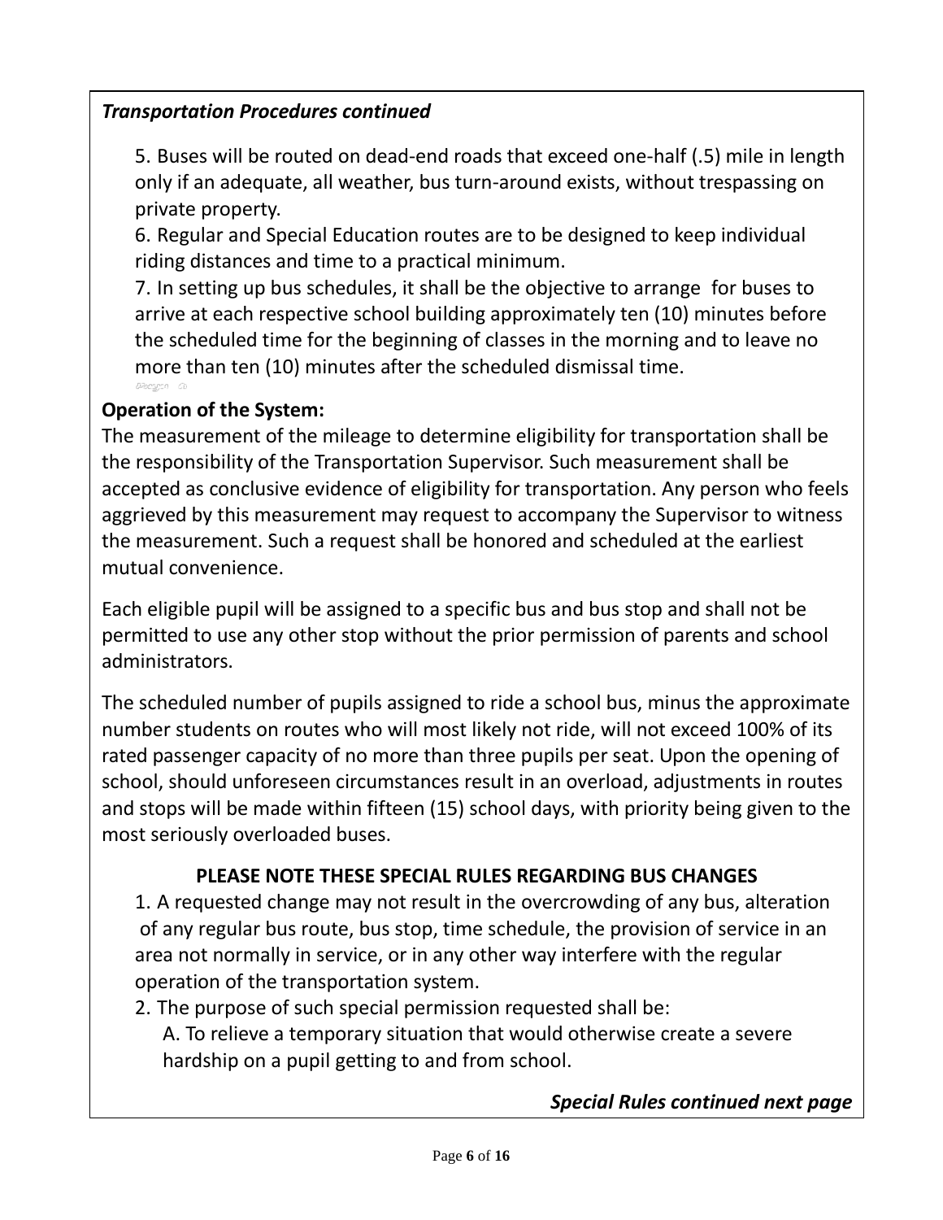*Transportation Procedures continued*

5. Buses will be routed on dead-end roads that exceed one-half (.5) mile in length only if an adequate, all weather, bus turn-around exists, without trespassing on private property.
6. Regular and Special Education routes are to be designed to keep individual riding distances and time to a practical minimum.
7. In setting up bus schedules, it shall be the objective to arrange for buses to arrive at each respective school building approximately ten (10) minutes before the scheduled time for the beginning of classes in the morning and to leave no more than ten (10) minutes after the scheduled dismissal time.

**Operation of the System:**

The measurement of the mileage to determine eligibility for transportation shall be the responsibility of the Transportation Supervisor. Such measurement shall be accepted as conclusive evidence of eligibility for transportation. Any person who feels aggrieved by this measurement may request to accompany the Supervisor to witness the measurement. Such a request shall be honored and scheduled at the earliest mutual convenience.

Each eligible pupil will be assigned to a specific bus and bus stop and shall not be permitted to use any other stop without the prior permission of parents and school administrators.

The scheduled number of pupils assigned to ride a school bus, minus the approximate number students on routes who will most likely not ride, will not exceed 100% of its rated passenger capacity of no more than three pupils per seat. Upon the opening of school, should unforeseen circumstances result in an overload, adjustments in routes and stops will be made within fifteen (15) school days, with priority being given to the most seriously overloaded buses.

**PLEASE NOTE THESE SPECIAL RULES REGARDING BUS CHANGES**

1. A requested change may not result in the overcrowding of any bus, alteration of any regular bus route, bus stop, time schedule, the provision of service in an area not normally in service, or in any other way interfere with the regular operation of the transportation system.
2. The purpose of such special permission requested shall be:
   A. To relieve a temporary situation that would otherwise create a severe hardship on a pupil getting to and from school.

***Special Rules continued next page***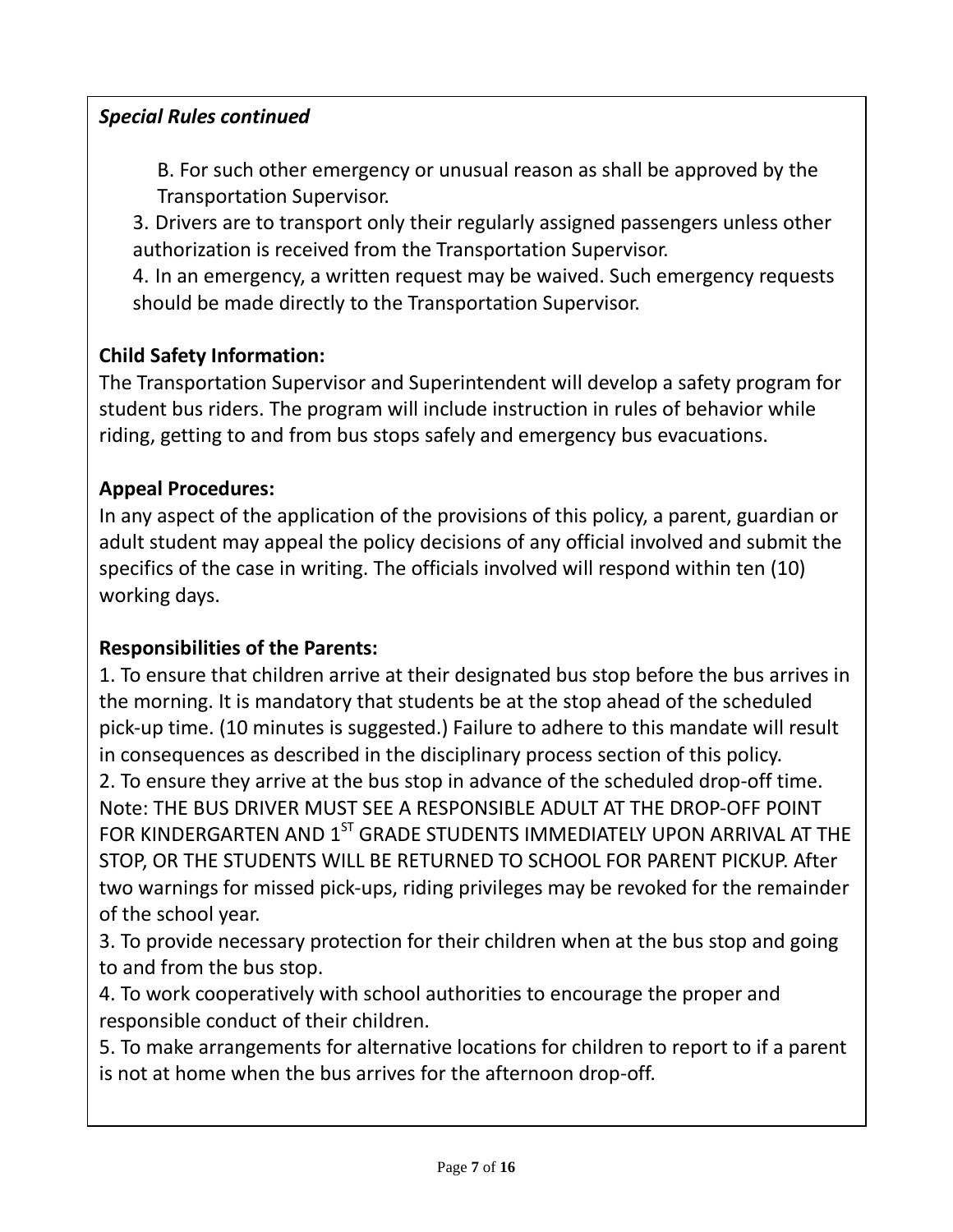***Special Rules continued***

B. For such other emergency or unusual reason as shall be approved by the Transportation Supervisor.

3. Drivers are to transport only their regularly assigned passengers unless other authorization is received from the Transportation Supervisor.

4. In an emergency, a written request may be waived. Such emergency requests should be made directly to the Transportation Supervisor.

**Child Safety Information:**

The Transportation Supervisor and Superintendent will develop a safety program for student bus riders. The program will include instruction in rules of behavior while riding, getting to and from bus stops safely and emergency bus evacuations.

**Appeal Procedures:**

In any aspect of the application of the provisions of this policy, a parent, guardian or adult student may appeal the policy decisions of any official involved and submit the specifics of the case in writing. The officials involved will respond within ten (10) working days.

**Responsibilities of the Parents:**

1. To ensure that children arrive at their designated bus stop before the bus arrives in the morning. It is mandatory that students be at the stop ahead of the scheduled pick-up time. (10 minutes is suggested.) Failure to adhere to this mandate will result in consequences as described in the disciplinary process section of this policy.
2. To ensure they arrive at the bus stop in advance of the scheduled drop-off time. Note: THE BUS DRIVER MUST SEE A RESPONSIBLE ADULT AT THE DROP-OFF POINT FOR KINDERGARTEN AND 1ST GRADE STUDENTS IMMEDIATELY UPON ARRIVAL AT THE STOP, OR THE STUDENTS WILL BE RETURNED TO SCHOOL FOR PARENT PICKUP. After two warnings for missed pick-ups, riding privileges may be revoked for the remainder of the school year.
3. To provide necessary protection for their children when at the bus stop and going to and from the bus stop.
4. To work cooperatively with school authorities to encourage the proper and responsible conduct of their children.
5. To make arrangements for alternative locations for children to report to if a parent is not at home when the bus arrives for the afternoon drop-off.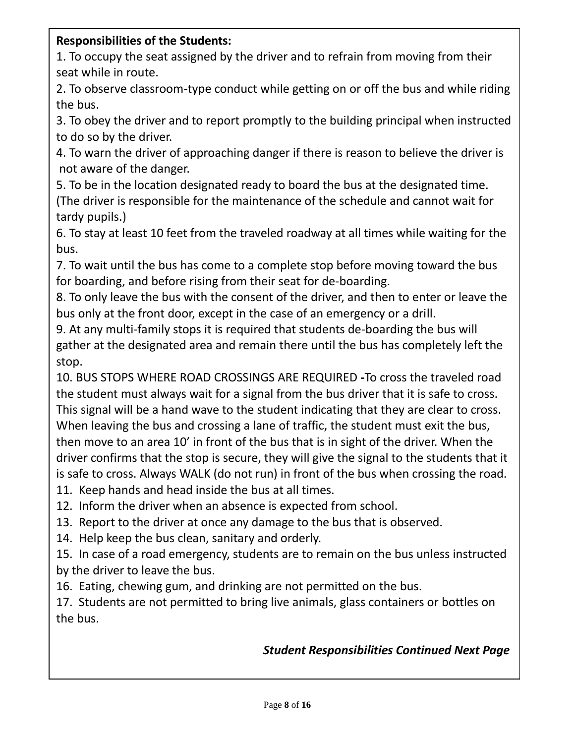**Responsibilities of the Students:**

1. To occupy the seat assigned by the driver and to refrain from moving from their seat while in route.
2. To observe classroom-type conduct while getting on or off the bus and while riding the bus.
3. To obey the driver and to report promptly to the building principal when instructed to do so by the driver.
4. To warn the driver of approaching danger if there is reason to believe the driver is not aware of the danger.
5. To be in the location designated ready to board the bus at the designated time. (The driver is responsible for the maintenance of the schedule and cannot wait for tardy pupils.)
6. To stay at least 10 feet from the traveled roadway at all times while waiting for the bus.
7. To wait until the bus has come to a complete stop before moving toward the bus for boarding, and before rising from their seat for de-boarding.
8. To only leave the bus with the consent of the driver, and then to enter or leave the bus only at the front door, except in the case of an emergency or a drill.
9. At any multi-family stops it is required that students de-boarding the bus will gather at the designated area and remain there until the bus has completely left the stop.
10. BUS STOPS WHERE ROAD CROSSINGS ARE REQUIRED **-**To cross the traveled road the student must always wait for a signal from the bus driver that it is safe to cross. This signal will be a hand wave to the student indicating that they are clear to cross. When leaving the bus and crossing a lane of traffic, the student must exit the bus, then move to an area 10' in front of the bus that is in sight of the driver. When the driver confirms that the stop is secure, they will give the signal to the students that it is safe to cross. Always WALK (do not run) in front of the bus when crossing the road.
11. Keep hands and head inside the bus at all times.
12. Inform the driver when an absence is expected from school.
13. Report to the driver at once any damage to the bus that is observed.
14. Help keep the bus clean, sanitary and orderly.
15. In case of a road emergency, students are to remain on the bus unless instructed by the driver to leave the bus.
16. Eating, chewing gum, and drinking are not permitted on the bus.
17. Students are not permitted to bring live animals, glass containers or bottles on the bus.

***Student Responsibilities Continued Next Page***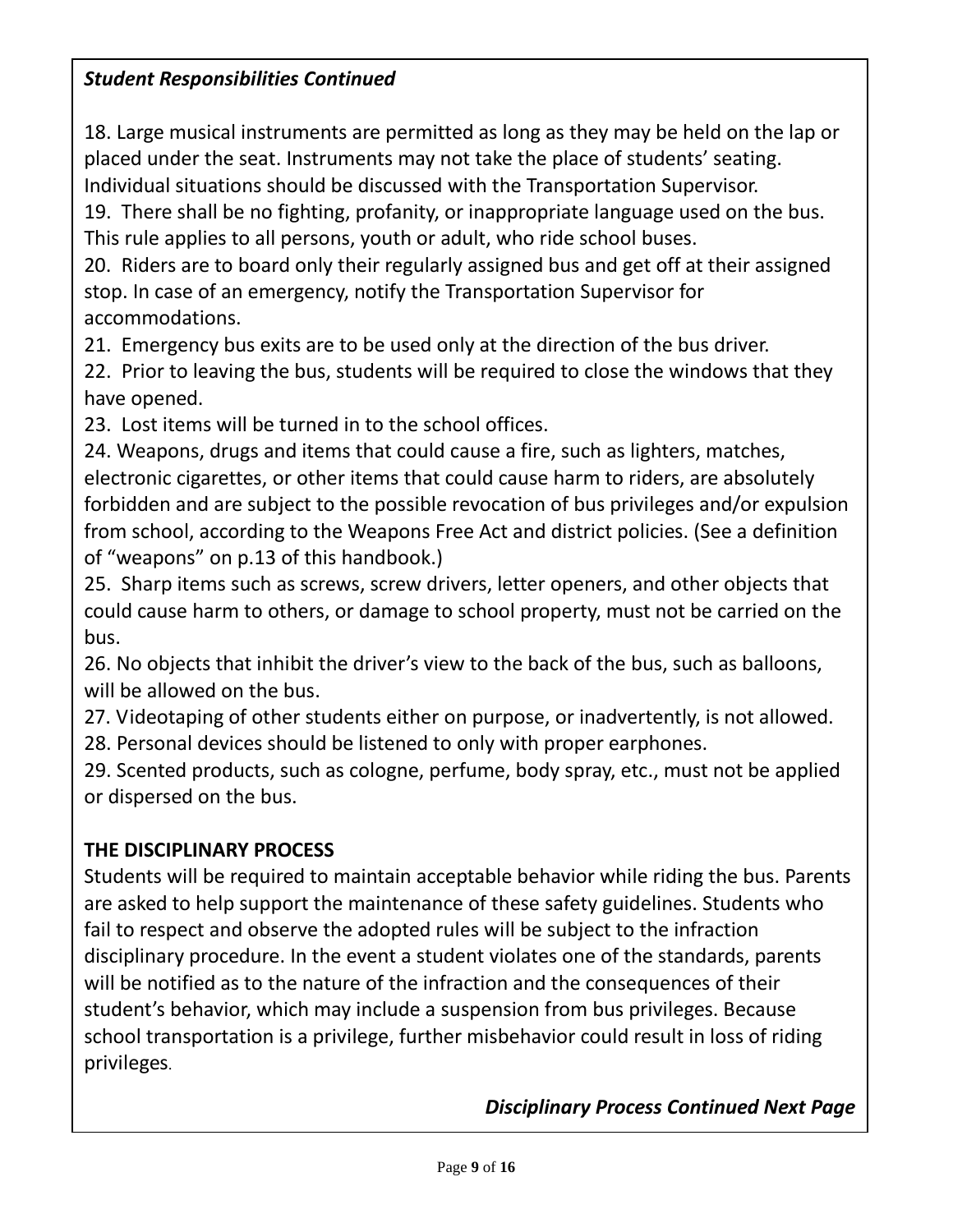***Student Responsibilities Continued***

18. Large musical instruments are permitted as long as they may be held on the lap or placed under the seat. Instruments may not take the place of students' seating. Individual situations should be discussed with the Transportation Supervisor.
19. There shall be no fighting, profanity, or inappropriate language used on the bus. This rule applies to all persons, youth or adult, who ride school buses.
20. Riders are to board only their regularly assigned bus and get off at their assigned stop. In case of an emergency, notify the Transportation Supervisor for accommodations.
21. Emergency bus exits are to be used only at the direction of the bus driver.
22. Prior to leaving the bus, students will be required to close the windows that they have opened.
23. Lost items will be turned in to the school offices.
24. Weapons, drugs and items that could cause a fire, such as lighters, matches, electronic cigarettes, or other items that could cause harm to riders, are absolutely forbidden and are subject to the possible revocation of bus privileges and/or expulsion from school, according to the Weapons Free Act and district policies. (See a definition of "weapons" on p.13 of this handbook.)
25. Sharp items such as screws, screw drivers, letter openers, and other objects that could cause harm to others, or damage to school property, must not be carried on the bus.
26. No objects that inhibit the driver's view to the back of the bus, such as balloons, will be allowed on the bus.
27. Videotaping of other students either on purpose, or inadvertently, is not allowed.
28. Personal devices should be listened to only with proper earphones.
29. Scented products, such as cologne, perfume, body spray, etc., must not be applied or dispersed on the bus.

**THE DISCIPLINARY PROCESS**

Students will be required to maintain acceptable behavior while riding the bus. Parents are asked to help support the maintenance of these safety guidelines. Students who fail to respect and observe the adopted rules will be subject to the infraction disciplinary procedure. In the event a student violates one of the standards, parents will be notified as to the nature of the infraction and the consequences of their student's behavior, which may include a suspension from bus privileges. Because school transportation is a privilege, further misbehavior could result in loss of riding privileges.

***Disciplinary Process Continued Next Page***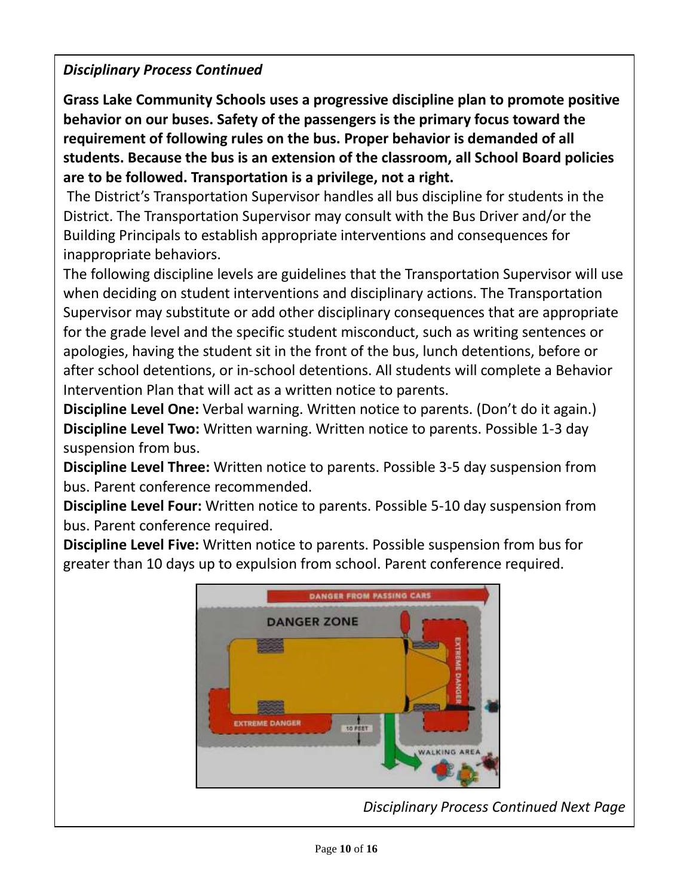*Disciplinary Process Continued*

**Grass Lake Community Schools uses a progressive discipline plan to promote positive behavior on our buses. Safety of the passengers is the primary focus toward the requirement of following rules on the bus. Proper behavior is demanded of all students. Because the bus is an extension of the classroom, all School Board policies are to be followed. Transportation is a privilege, not a right.**

The District's Transportation Supervisor handles all bus discipline for students in the District. The Transportation Supervisor may consult with the Bus Driver and/or the Building Principals to establish appropriate interventions and consequences for inappropriate behaviors.

The following discipline levels are guidelines that the Transportation Supervisor will use when deciding on student interventions and disciplinary actions. The Transportation Supervisor may substitute or add other disciplinary consequences that are appropriate for the grade level and the specific student misconduct, such as writing sentences or apologies, having the student sit in the front of the bus, lunch detentions, before or after school detentions, or in-school detentions. All students will complete a Behavior Intervention Plan that will act as a written notice to parents.

**Discipline Level One:** Verbal warning. Written notice to parents. (Don't do it again.)

**Discipline Level Two:** Written warning. Written notice to parents. Possible 1-3 day suspension from bus.

**Discipline Level Three:** Written notice to parents. Possible 3-5 day suspension from bus. Parent conference recommended.

**Discipline Level Four:** Written notice to parents. Possible 5-10 day suspension from bus. Parent conference required.

**Discipline Level Five:** Written notice to parents. Possible suspension from bus for greater than 10 days up to expulsion from school. Parent conference required.

*Disciplinary Process Continued Next Page*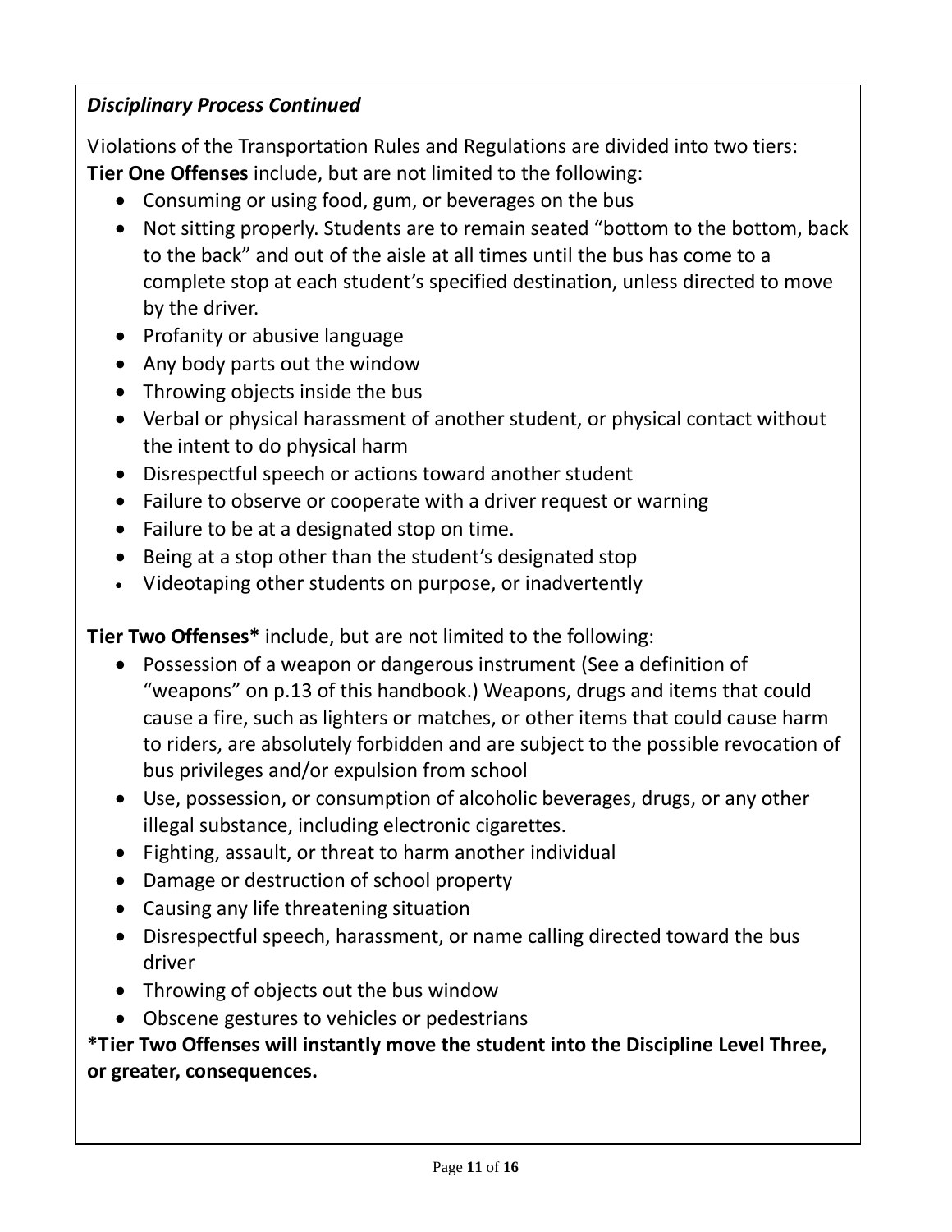***Disciplinary Process Continued***

Violations of the Transportation Rules and Regulations are divided into two tiers:
**Tier One Offenses** include, but are not limited to the following:

- Consuming or using food, gum, or beverages on the bus
- Not sitting properly. Students are to remain seated "bottom to the bottom, back to the back" and out of the aisle at all times until the bus has come to a complete stop at each student's specified destination, unless directed to move by the driver.
- Profanity or abusive language
- Any body parts out the window
- Throwing objects inside the bus
- Verbal or physical harassment of another student, or physical contact without the intent to do physical harm
- Disrespectful speech or actions toward another student
- Failure to observe or cooperate with a driver request or warning
- Failure to be at a designated stop on time.
- Being at a stop other than the student's designated stop
- Videotaping other students on purpose, or inadvertently

**Tier Two Offenses*** include, but are not limited to the following:

- Possession of a weapon or dangerous instrument (See a definition of "weapons" on p.13 of this handbook.) Weapons, drugs and items that could cause a fire, such as lighters or matches, or other items that could cause harm to riders, are absolutely forbidden and are subject to the possible revocation of bus privileges and/or expulsion from school
- Use, possession, or consumption of alcoholic beverages, drugs, or any other illegal substance, including electronic cigarettes.
- Fighting, assault, or threat to harm another individual
- Damage or destruction of school property
- Causing any life threatening situation
- Disrespectful speech, harassment, or name calling directed toward the bus driver
- Throwing of objects out the bus window
- Obscene gestures to vehicles or pedestrians

**\*Tier Two Offenses will instantly move the student into the Discipline Level Three, or greater, consequences.**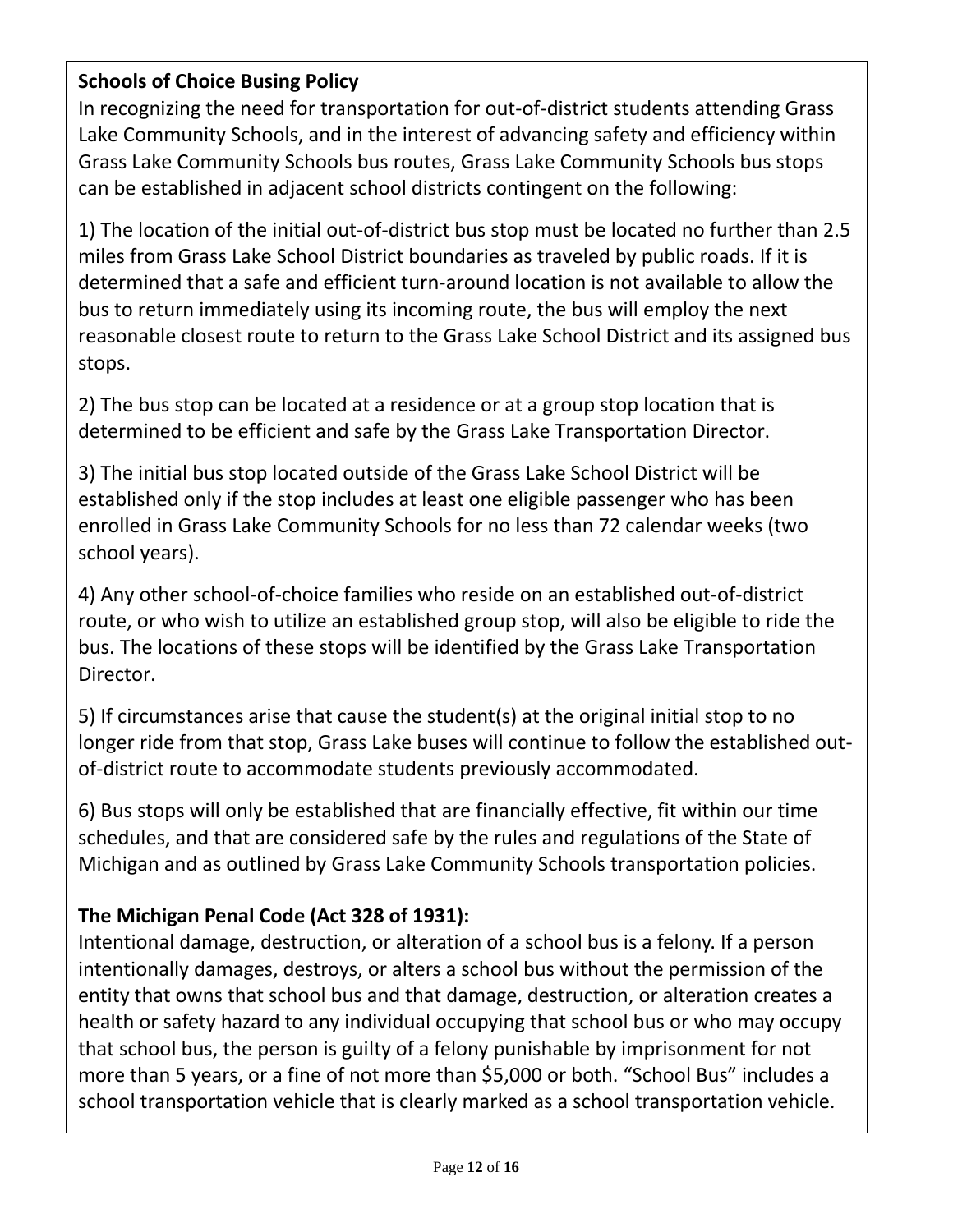**Schools of Choice Busing Policy**

In recognizing the need for transportation for out-of-district students attending Grass Lake Community Schools, and in the interest of advancing safety and efficiency within Grass Lake Community Schools bus routes, Grass Lake Community Schools bus stops can be established in adjacent school districts contingent on the following:

1) The location of the initial out-of-district bus stop must be located no further than 2.5 miles from Grass Lake School District boundaries as traveled by public roads. If it is determined that a safe and efficient turn-around location is not available to allow the bus to return immediately using its incoming route, the bus will employ the next reasonable closest route to return to the Grass Lake School District and its assigned bus stops.

2) The bus stop can be located at a residence or at a group stop location that is determined to be efficient and safe by the Grass Lake Transportation Director.

3) The initial bus stop located outside of the Grass Lake School District will be established only if the stop includes at least one eligible passenger who has been enrolled in Grass Lake Community Schools for no less than 72 calendar weeks (two school years).

4) Any other school-of-choice families who reside on an established out-of-district route, or who wish to utilize an established group stop, will also be eligible to ride the bus. The locations of these stops will be identified by the Grass Lake Transportation Director.

5) If circumstances arise that cause the student(s) at the original initial stop to no longer ride from that stop, Grass Lake buses will continue to follow the established out-of-district route to accommodate students previously accommodated.

6) Bus stops will only be established that are financially effective, fit within our time schedules, and that are considered safe by the rules and regulations of the State of Michigan and as outlined by Grass Lake Community Schools transportation policies.

**The Michigan Penal Code (Act 328 of 1931):**

Intentional damage, destruction, or alteration of a school bus is a felony. If a person intentionally damages, destroys, or alters a school bus without the permission of the entity that owns that school bus and that damage, destruction, or alteration creates a health or safety hazard to any individual occupying that school bus or who may occupy that school bus, the person is guilty of a felony punishable by imprisonment for not more than 5 years, or a fine of not more than $5,000 or both. “School Bus” includes a school transportation vehicle that is clearly marked as a school transportation vehicle.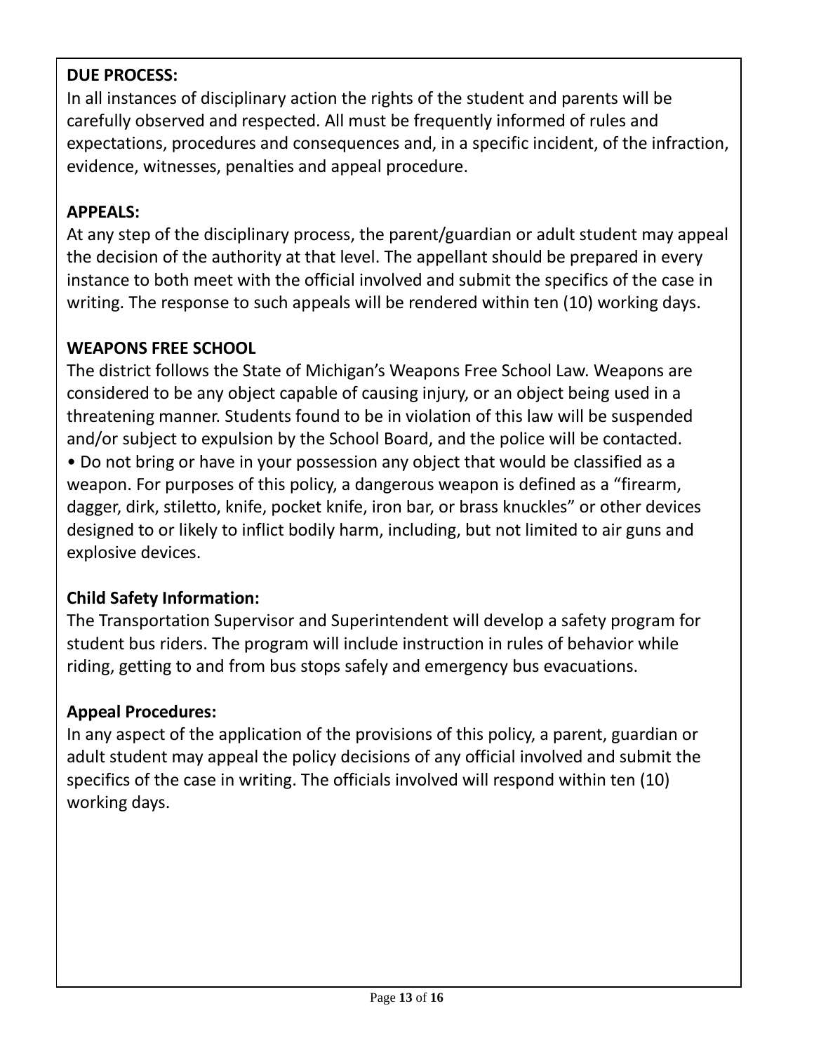**DUE PROCESS:**
In all instances of disciplinary action the rights of the student and parents will be carefully observed and respected. All must be frequently informed of rules and expectations, procedures and consequences and, in a specific incident, of the infraction, evidence, witnesses, penalties and appeal procedure.

**APPEALS:**
At any step of the disciplinary process, the parent/guardian or adult student may appeal the decision of the authority at that level. The appellant should be prepared in every instance to both meet with the official involved and submit the specifics of the case in writing. The response to such appeals will be rendered within ten (10) working days.

**WEAPONS FREE SCHOOL**
The district follows the State of Michigan's Weapons Free School Law. Weapons are considered to be any object capable of causing injury, or an object being used in a threatening manner. Students found to be in violation of this law will be suspended and/or subject to expulsion by the School Board, and the police will be contacted.

- Do not bring or have in your possession any object that would be classified as a weapon. For purposes of this policy, a dangerous weapon is defined as a "firearm, dagger, dirk, stiletto, knife, pocket knife, iron bar, or brass knuckles" or other devices designed to or likely to inflict bodily harm, including, but not limited to air guns and explosive devices.

**Child Safety Information:**
The Transportation Supervisor and Superintendent will develop a safety program for student bus riders. The program will include instruction in rules of behavior while riding, getting to and from bus stops safely and emergency bus evacuations.

**Appeal Procedures:**
In any aspect of the application of the provisions of this policy, a parent, guardian or adult student may appeal the policy decisions of any official involved and submit the specifics of the case in writing. The officials involved will respond within ten (10) working days.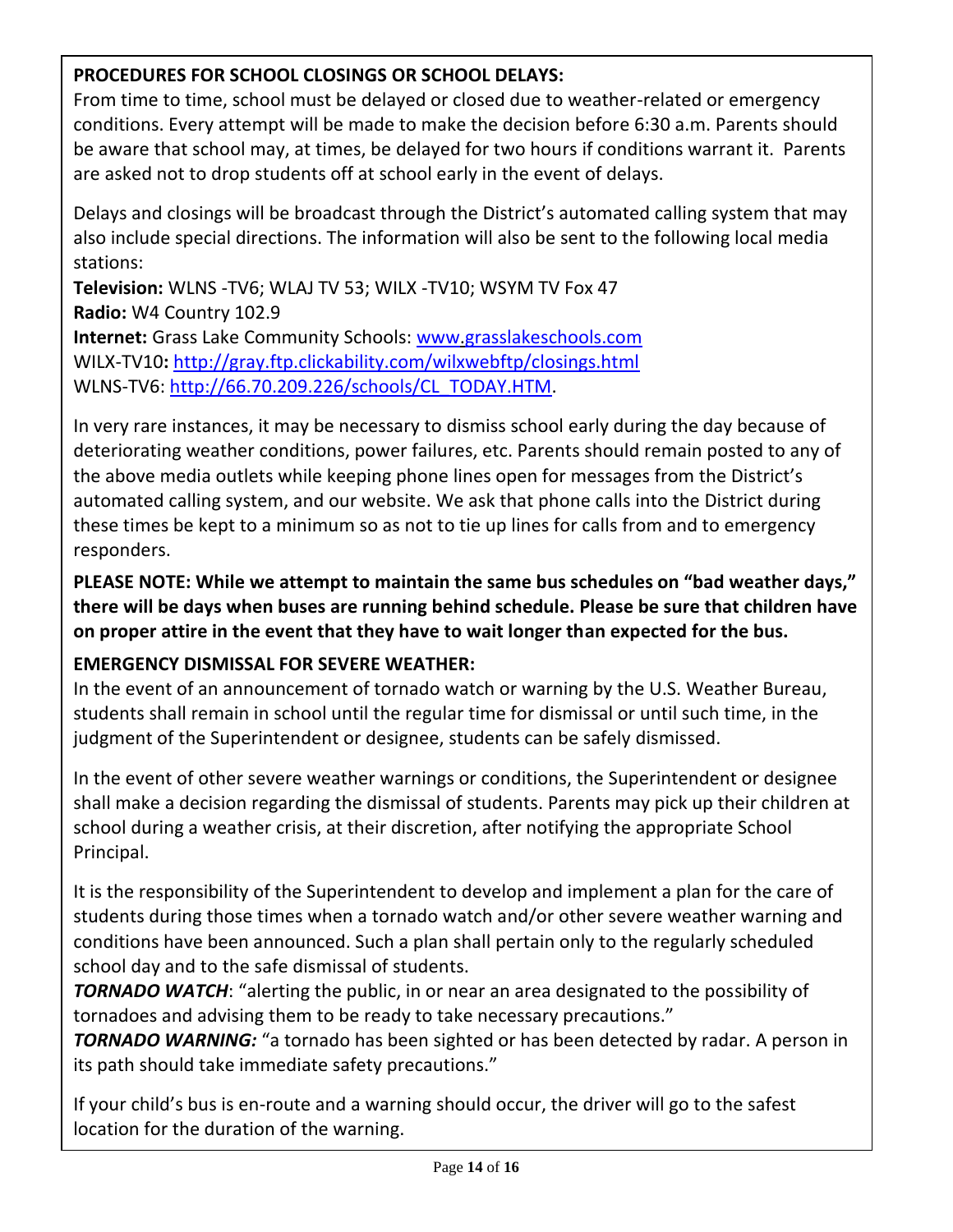**PROCEDURES FOR SCHOOL CLOSINGS OR SCHOOL DELAYS:**

From time to time, school must be delayed or closed due to weather-related or emergency conditions. Every attempt will be made to make the decision before 6:30 a.m. Parents should be aware that school may, at times, be delayed for two hours if conditions warrant it. Parents are asked not to drop students off at school early in the event of delays.

Delays and closings will be broadcast through the District's automated calling system that may also include special directions. The information will also be sent to the following local media stations:

**Television:** WLNS -TV6; WLAJ TV 53; WILX -TV10; WSYM TV Fox 47
**Radio:** W4 Country 102.9
**Internet:** Grass Lake Community Schools: [www.grasslakeschools.com](http://www.grasslakeschools.com)
WILX-TV10**:** [http://gray.ftp.clickability.com/wilxwebftp/closings.html](http://gray.ftp.clickability.com/wilxwebftp/closings.html)
WLNS-TV6: [http://66.70.209.226/schools/CL_TODAY.HTM](http://66.70.209.226/schools/CL_TODAY.HTM).

In very rare instances, it may be necessary to dismiss school early during the day because of deteriorating weather conditions, power failures, etc. Parents should remain posted to any of the above media outlets while keeping phone lines open for messages from the District's automated calling system, and our website. We ask that phone calls into the District during these times be kept to a minimum so as not to tie up lines for calls from and to emergency responders.

**PLEASE NOTE: While we attempt to maintain the same bus schedules on "bad weather days," there will be days when buses are running behind schedule. Please be sure that children have on proper attire in the event that they have to wait longer than expected for the bus.**

**EMERGENCY DISMISSAL FOR SEVERE WEATHER:**

In the event of an announcement of tornado watch or warning by the U.S. Weather Bureau, students shall remain in school until the regular time for dismissal or until such time, in the judgment of the Superintendent or designee, students can be safely dismissed.

In the event of other severe weather warnings or conditions, the Superintendent or designee shall make a decision regarding the dismissal of students. Parents may pick up their children at school during a weather crisis, at their discretion, after notifying the appropriate School Principal.

It is the responsibility of the Superintendent to develop and implement a plan for the care of students during those times when a tornado watch and/or other severe weather warning and conditions have been announced. Such a plan shall pertain only to the regularly scheduled school day and to the safe dismissal of students.

***TORNADO WATCH***: "alerting the public, in or near an area designated to the possibility of tornadoes and advising them to be ready to take necessary precautions."

***TORNADO WARNING:*** "a tornado has been sighted or has been detected by radar. A person in its path should take immediate safety precautions."

If your child's bus is en-route and a warning should occur, the driver will go to the safest location for the duration of the warning.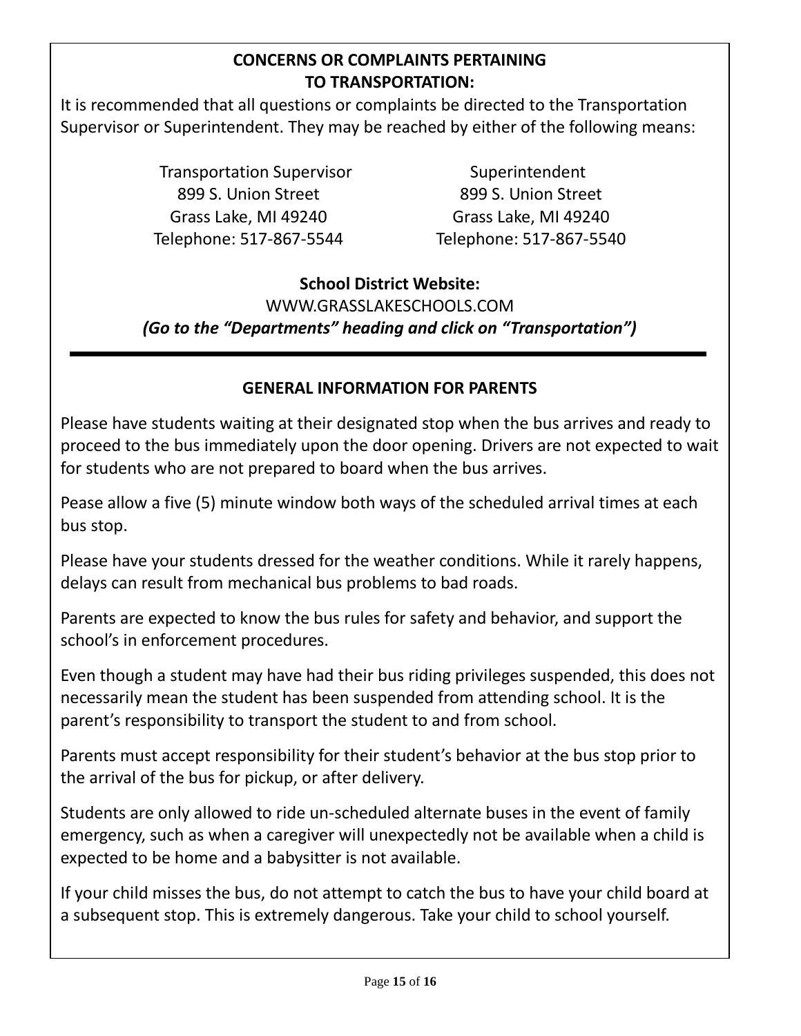## CONCERNS OR COMPLAINTS PERTAINING TO TRANSPORTATION:

It is recommended that all questions or complaints be directed to the Transportation Supervisor or Superintendent. They may be reached by either of the following means:

| Transportation Supervisor | Superintendent |
|---|---|
| 899 S. Union Street | 899 S. Union Street |
| Grass Lake, MI 49240 | Grass Lake, MI 49240 |
| Telephone: 517-867-5544 | Telephone: 517-867-5540 |

**School District Website:**

WWW.GRASSLAKESCHOOLS.COM

***(Go to the "Departments" heading and click on "Transportation")***

---

## GENERAL INFORMATION FOR PARENTS

Please have students waiting at their designated stop when the bus arrives and ready to proceed to the bus immediately upon the door opening. Drivers are not expected to wait for students who are not prepared to board when the bus arrives.

Pease allow a five (5) minute window both ways of the scheduled arrival times at each bus stop.

Please have your students dressed for the weather conditions. While it rarely happens, delays can result from mechanical bus problems to bad roads.

Parents are expected to know the bus rules for safety and behavior, and support the school's in enforcement procedures.

Even though a student may have had their bus riding privileges suspended, this does not necessarily mean the student has been suspended from attending school. It is the parent's responsibility to transport the student to and from school.

Parents must accept responsibility for their student's behavior at the bus stop prior to the arrival of the bus for pickup, or after delivery.

Students are only allowed to ride un-scheduled alternate buses in the event of family emergency, such as when a caregiver will unexpectedly not be available when a child is expected to be home and a babysitter is not available.

If your child misses the bus, do not attempt to catch the bus to have your child board at a subsequent stop. This is extremely dangerous. Take your child to school yourself.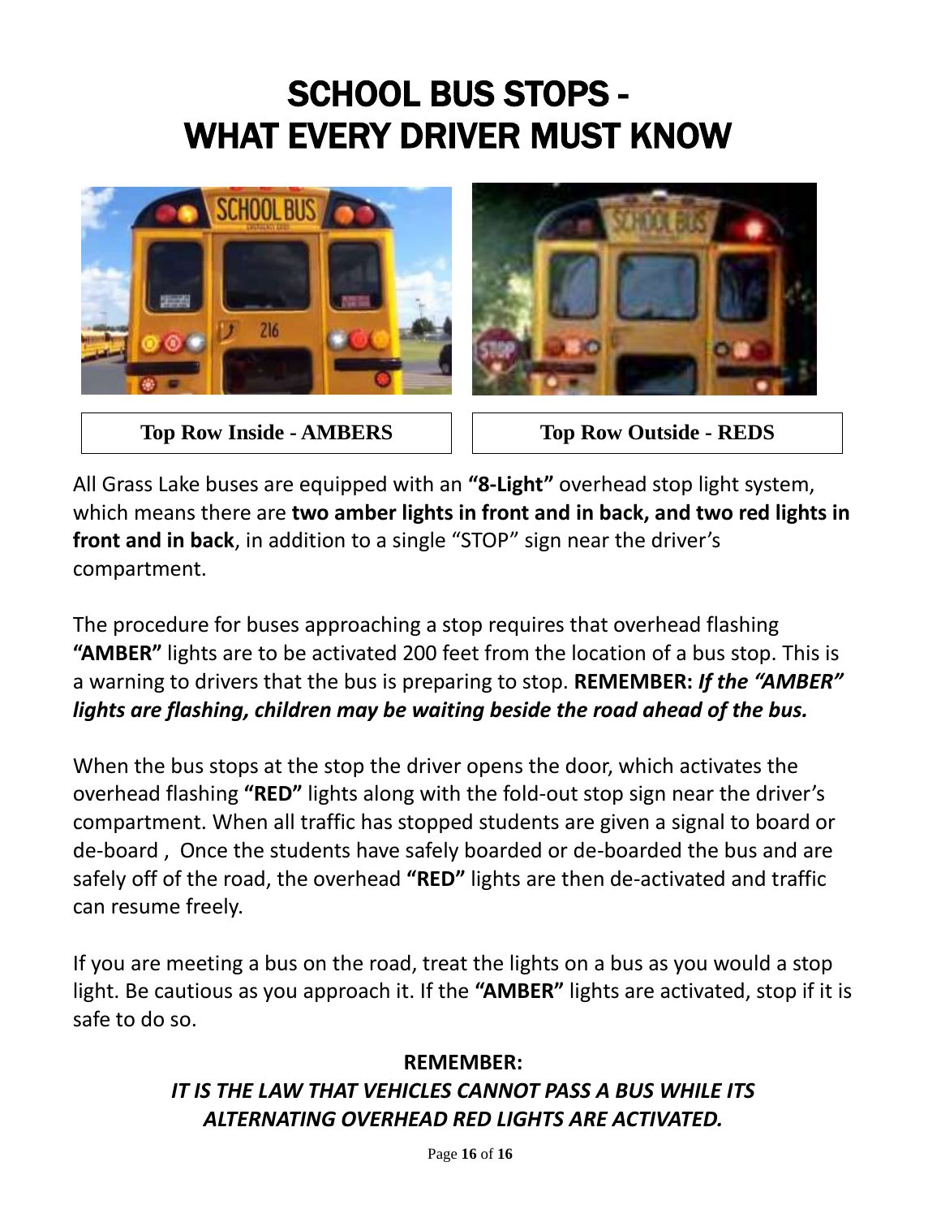# SCHOOL BUS STOPS - WHAT EVERY DRIVER MUST KNOW

**Top Row Inside - AMBERS**

**Top Row Outside - REDS**

All Grass Lake buses are equipped with an **"8-Light"** overhead stop light system, which means there are **two amber lights in front and in back, and two red lights in front and in back**, in addition to a single "STOP" sign near the driver's compartment.

The procedure for buses approaching a stop requires that overhead flashing **"AMBER"** lights are to be activated 200 feet from the location of a bus stop. This is a warning to drivers that the bus is preparing to stop. **REMEMBER:** ***If the "AMBER" lights are flashing, children may be waiting beside the road ahead of the bus.***

When the bus stops at the stop the driver opens the door, which activates the overhead flashing **"RED"** lights along with the fold-out stop sign near the driver's compartment. When all traffic has stopped students are given a signal to board or de-board , Once the students have safely boarded or de-boarded the bus and are safely off of the road, the overhead **"RED"** lights are then de-activated and traffic can resume freely.

If you are meeting a bus on the road, treat the lights on a bus as you would a stop light. Be cautious as you approach it. If the **"AMBER"** lights are activated, stop if it is safe to do so.

**REMEMBER:**

***IT IS THE LAW THAT VEHICLES CANNOT PASS A BUS WHILE ITS ALTERNATING OVERHEAD RED LIGHTS ARE ACTIVATED.***